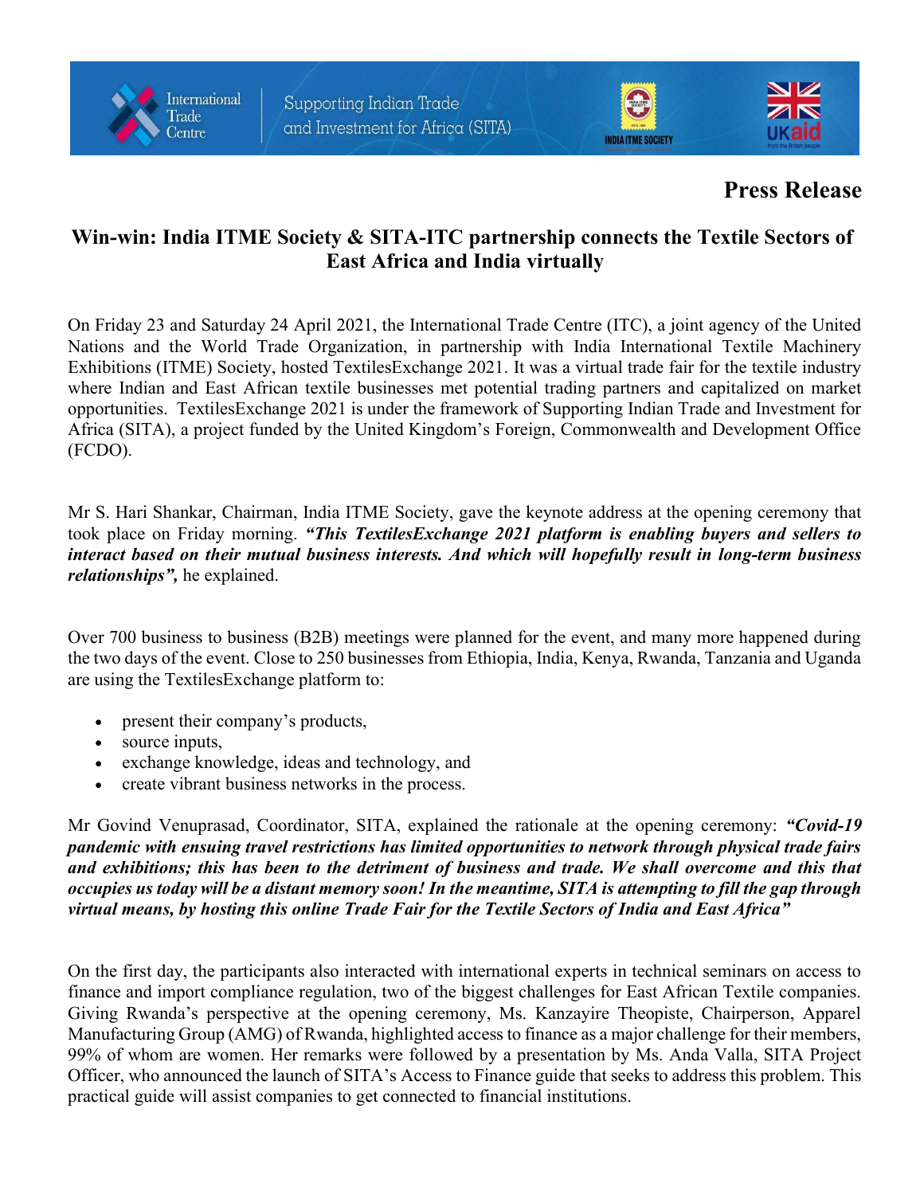**Press Release**

## Win-win: India ITME Society & SITA-ITC partnership connects the Textile Sectors of East Africa and India virtually

On Friday 23 and Saturday 24 April 2021, the International Trade Centre (ITC), a joint agency of the United Nations and the World Trade Organization, in partnership with India International Textile Machinery Exhibitions (ITME) Society, hosted TextilesExchange 2021. It was a virtual trade fair for the textile industry where Indian and East African textile businesses met potential trading partners and capitalized on market opportunities. TextilesExchange 2021 is under the framework of Supporting Indian Trade and Investment for Africa (SITA), a project funded by the United Kingdom's Foreign, Commonwealth and Development Office (FCDO).

Mr S. Hari Shankar, Chairman, India ITME Society, gave the keynote address at the opening ceremony that took place on Friday morning. ***"This TextilesExchange 2021 platform is enabling buyers and sellers to interact based on their mutual business interests. And which will hopefully result in long-term business relationships",*** he explained.

Over 700 business to business (B2B) meetings were planned for the event, and many more happened during the two days of the event. Close to 250 businesses from Ethiopia, India, Kenya, Rwanda, Tanzania and Uganda are using the TextilesExchange platform to:

- present their company's products,
- source inputs,
- exchange knowledge, ideas and technology, and
- create vibrant business networks in the process.

Mr Govind Venuprasad, Coordinator, SITA, explained the rationale at the opening ceremony: ***"Covid-19 pandemic with ensuing travel restrictions has limited opportunities to network through physical trade fairs and exhibitions; this has been to the detriment of business and trade. We shall overcome and this that occupies us today will be a distant memory soon! In the meantime, SITA is attempting to fill the gap through virtual means, by hosting this online Trade Fair for the Textile Sectors of India and East Africa"***

On the first day, the participants also interacted with international experts in technical seminars on access to finance and import compliance regulation, two of the biggest challenges for East African Textile companies. Giving Rwanda's perspective at the opening ceremony, Ms. Kanzayire Theopiste, Chairperson, Apparel Manufacturing Group (AMG) of Rwanda, highlighted access to finance as a major challenge for their members, 99% of whom are women. Her remarks were followed by a presentation by Ms. Anda Valla, SITA Project Officer, who announced the launch of SITA's Access to Finance guide that seeks to address this problem. This practical guide will assist companies to get connected to financial institutions.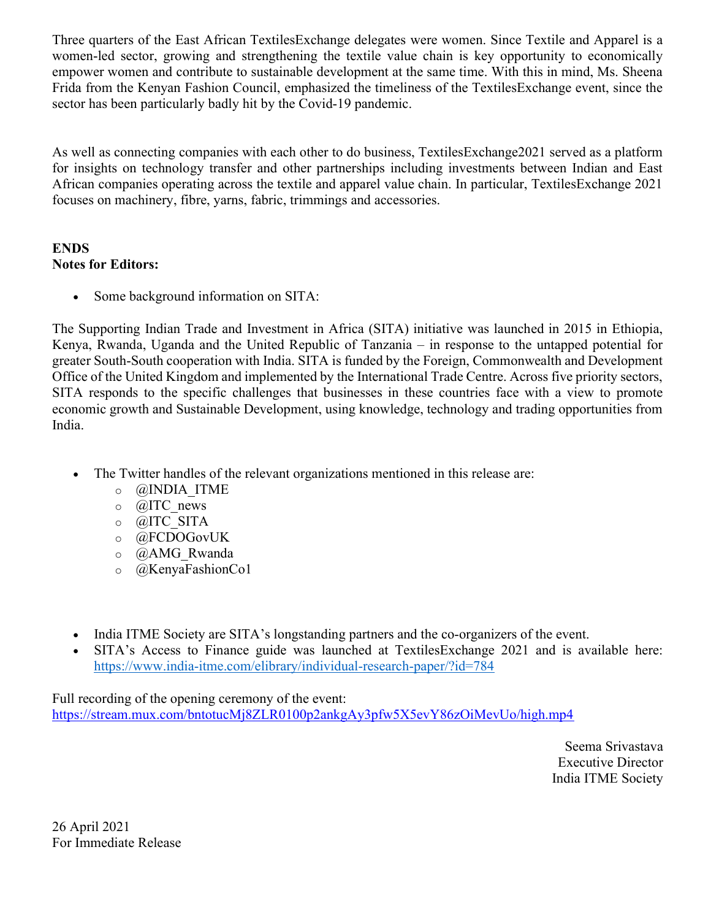Three quarters of the East African TextilesExchange delegates were women. Since Textile and Apparel is a women-led sector, growing and strengthening the textile value chain is key opportunity to economically empower women and contribute to sustainable development at the same time. With this in mind, Ms. Sheena Frida from the Kenyan Fashion Council, emphasized the timeliness of the TextilesExchange event, since the sector has been particularly badly hit by the Covid-19 pandemic.

As well as connecting companies with each other to do business, TextilesExchange2021 served as a platform for insights on technology transfer and other partnerships including investments between Indian and East African companies operating across the textile and apparel value chain. In particular, TextilesExchange 2021 focuses on machinery, fibre, yarns, fabric, trimmings and accessories.

**ENDS**
**Notes for Editors:**

- Some background information on SITA:

The Supporting Indian Trade and Investment in Africa (SITA) initiative was launched in 2015 in Ethiopia, Kenya, Rwanda, Uganda and the United Republic of Tanzania – in response to the untapped potential for greater South-South cooperation with India. SITA is funded by the Foreign, Commonwealth and Development Office of the United Kingdom and implemented by the International Trade Centre. Across five priority sectors, SITA responds to the specific challenges that businesses in these countries face with a view to promote economic growth and Sustainable Development, using knowledge, technology and trading opportunities from India.

- The Twitter handles of the relevant organizations mentioned in this release are:
  - @INDIA_ITME
  - @ITC_news
  - @ITC_SITA
  - @FCDOGovUK
  - @AMG_Rwanda
  - @KenyaFashionCo1

- India ITME Society are SITA's longstanding partners and the co-organizers of the event.
- SITA's Access to Finance guide was launched at TextilesExchange 2021 and is available here: https://www.india-itme.com/elibrary/individual-research-paper/?id=784

Full recording of the opening ceremony of the event:
https://stream.mux.com/bntotucMj8ZLR0100p2ankgAy3pfw5X5evY86zOiMevUo/high.mp4

Seema Srivastava
Executive Director
India ITME Society

26 April 2021
For Immediate Release